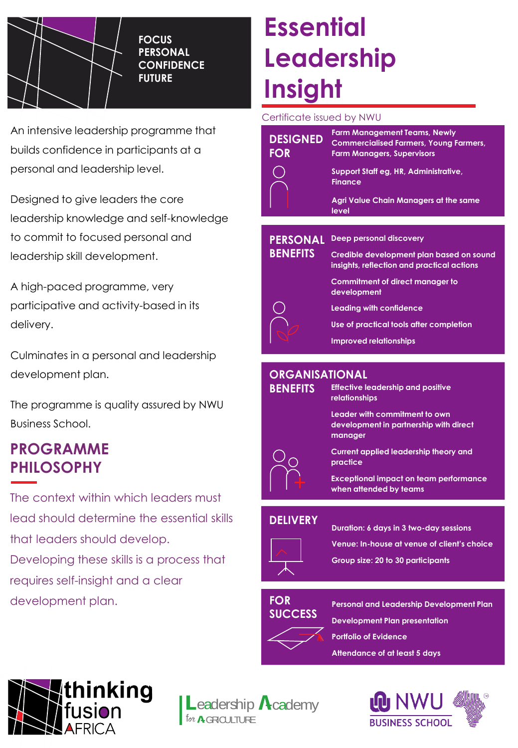FOCUS
PERSONAL
CONFIDENCE
FUTURE

# Essential Leadership Insight

Certificate issued by NWU

An intensive leadership programme that builds confidence in participants at a personal and leadership level.

Designed to give leaders the core leadership knowledge and self-knowledge to commit to focused personal and leadership skill development.

A high-paced programme, very participative and activity-based in its delivery.

Culminates in a personal and leadership development plan.

The programme is quality assured by NWU Business School.

## PROGRAMME PHILOSOPHY

The context within which leaders must lead should determine the essential skills that leaders should develop. Developing these skills is a process that requires self-insight and a clear development plan.

## DESIGNED FOR

- Farm Management Teams, Newly Commercialised Farmers, Young Farmers, Farm Managers, Supervisors
- Support Staff eg, HR, Administrative, Finance
- Agri Value Chain Managers at the same level

## PERSONAL BENEFITS

- Deep personal discovery
- Credible development plan based on sound insights, reflection and practical actions
- Commitment of direct manager to development
- Leading with confidence
- Use of practical tools after completion
- Improved relationships

## ORGANISATIONAL BENEFITS

- Effective leadership and positive relationships
- Leader with commitment to own development in partnership with direct manager
- Current applied leadership theory and practice
- Exceptional impact on team performance when attended by teams

## DELIVERY

- Duration: 6 days in 3 two-day sessions
- Venue: In-house at venue of client's choice
- Group size: 20 to 30 participants

## FOR SUCCESS

- Personal and Leadership Development Plan
- Development Plan presentation
- Portfolio of Evidence
- Attendance of at least 5 days

thinking fusion AFRICA

Leadership Academy for AGRICULTURE

NWU BUSINESS SCHOOL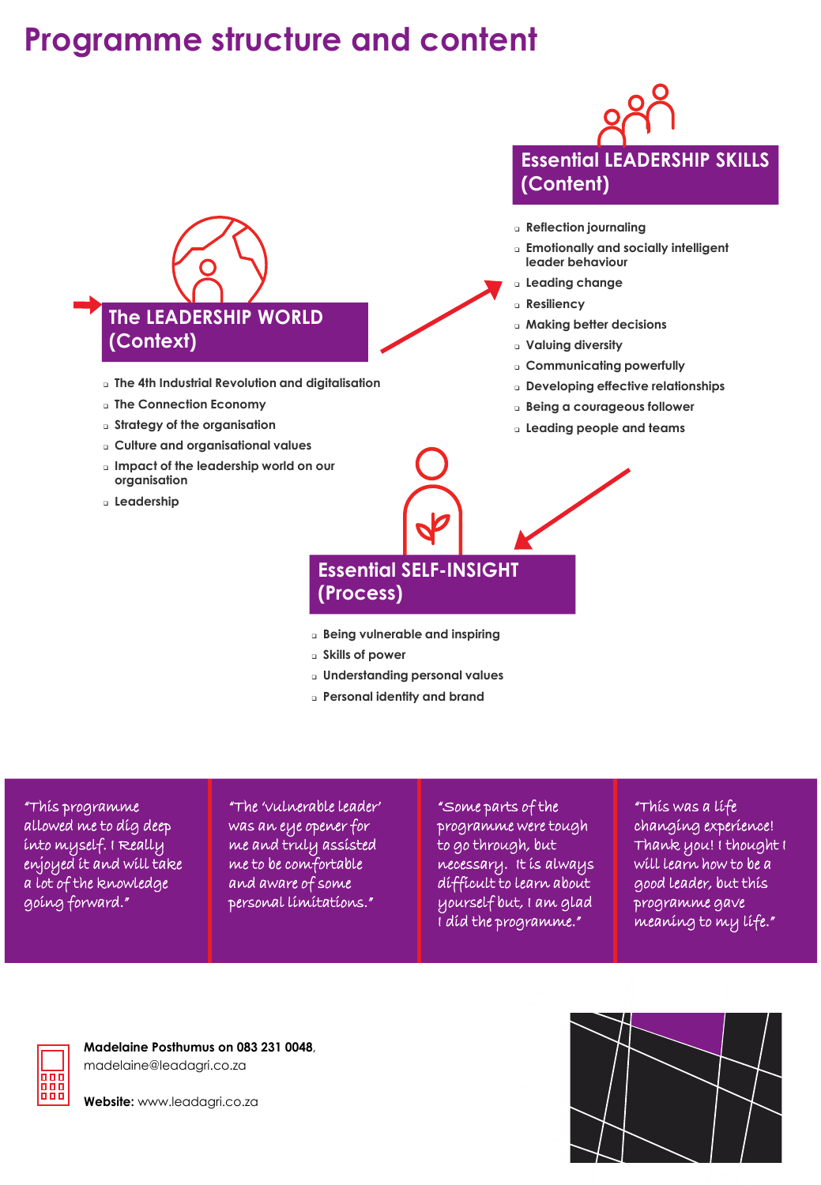# Programme structure and content

## The LEADERSHIP WORLD (Context)

- The 4th Industrial Revolution and digitalisation
- The Connection Economy
- Strategy of the organisation
- Culture and organisational values
- Impact of the leadership world on our organisation
- Leadership

## Essential LEADERSHIP SKILLS (Content)

- Reflection journaling
- Emotionally and socially intelligent leader behaviour
- Leading change
- Resiliency
- Making better decisions
- Valuing diversity
- Communicating powerfully
- Developing effective relationships
- Being a courageous follower
- Leading people and teams

## Essential SELF-INSIGHT (Process)

- Being vulnerable and inspiring
- Skills of power
- Understanding personal values
- Personal identity and brand

"This programme allowed me to dig deep into myself. I Really enjoyed it and will take a lot of the knowledge going forward."

"The 'vulnerable leader' was an eye opener for me and truly assisted me to be comfortable and aware of some personal limitations."

"Some parts of the programme were tough to go through, but necessary. It is always difficult to learn about yourself but, I am glad I did the programme."

"This was a life changing experience! Thank you! I thought I will learn how to be a good leader, but this programme gave meaning to my life."

**Madelaine Posthumus on 083 231 0048**, madelaine@leadagri.co.za

**Website:** www.leadagri.co.za